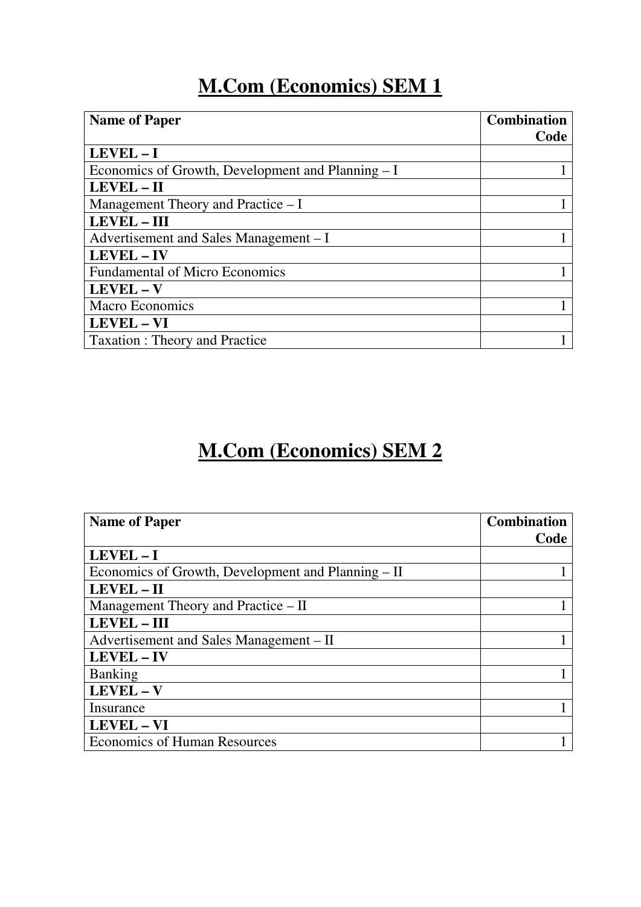# M.Com (Economics) SEM 1

| Name of Paper | Combination Code |
|---|---|
| **LEVEL – I** | |
| Economics of Growth, Development and Planning – I | 1 |
| **LEVEL – II** | |
| Management Theory and Practice – I | 1 |
| **LEVEL – III** | |
| Advertisement and Sales Management – I | 1 |
| **LEVEL – IV** | |
| Fundamental of Micro Economics | 1 |
| **LEVEL – V** | |
| Macro Economics | 1 |
| **LEVEL – VI** | |
| Taxation : Theory and Practice | 1 |

# M.Com (Economics) SEM 2

| Name of Paper | Combination Code |
|---|---|
| **LEVEL – I** | |
| Economics of Growth, Development and Planning – II | 1 |
| **LEVEL – II** | |
| Management Theory and Practice – II | 1 |
| **LEVEL – III** | |
| Advertisement and Sales Management – II | 1 |
| **LEVEL – IV** | |
| Banking | 1 |
| **LEVEL – V** | |
| Insurance | 1 |
| **LEVEL – VI** | |
| Economics of Human Resources | 1 |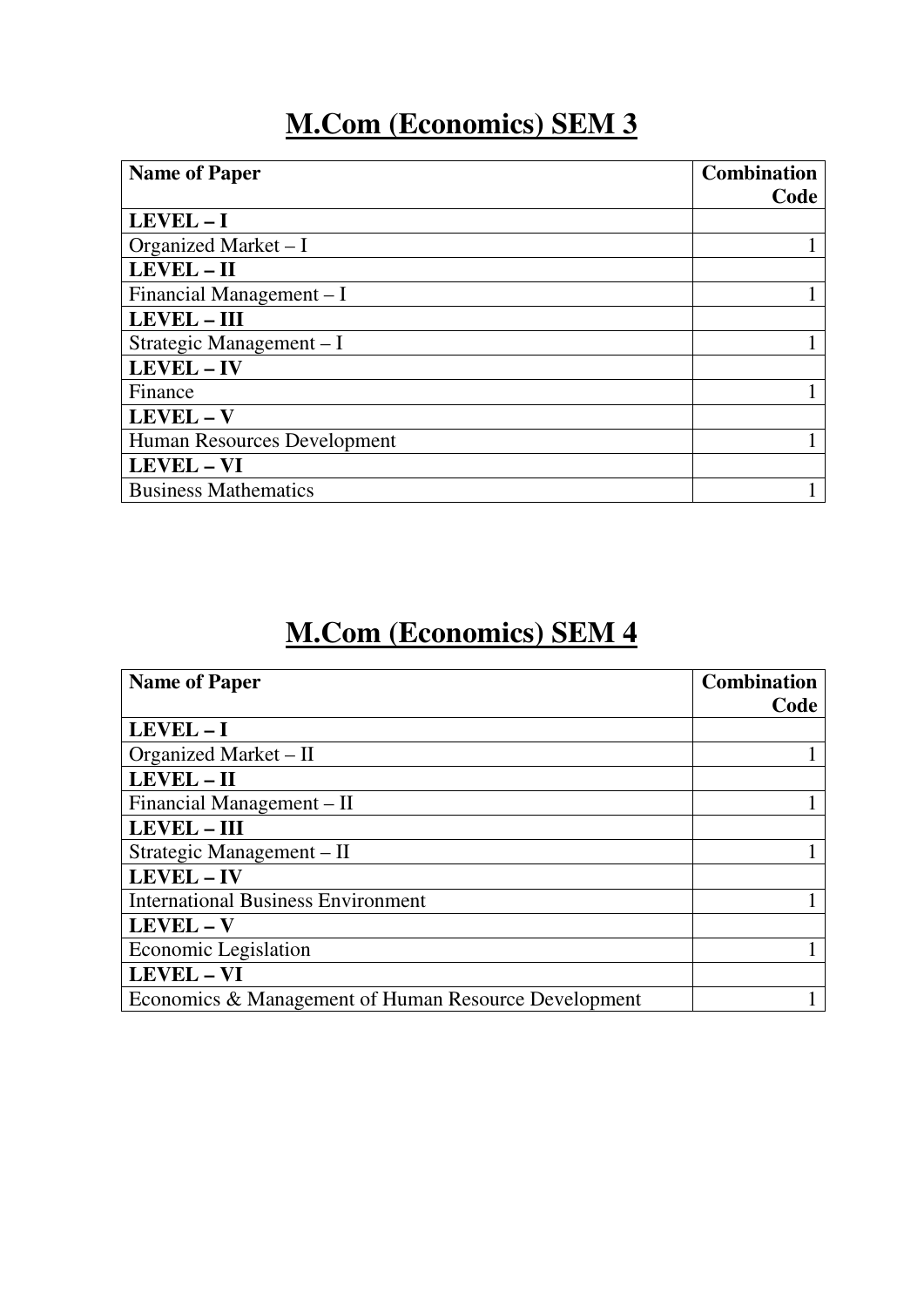# M.Com (Economics) SEM 3

| Name of Paper | Combination Code |
|---|---|
| **LEVEL – I** | |
| Organized Market – I | 1 |
| **LEVEL – II** | |
| Financial Management – I | 1 |
| **LEVEL – III** | |
| Strategic Management – I | 1 |
| **LEVEL – IV** | |
| Finance | 1 |
| **LEVEL – V** | |
| Human Resources Development | 1 |
| **LEVEL – VI** | |
| Business Mathematics | 1 |

# M.Com (Economics) SEM 4

| Name of Paper | Combination Code |
|---|---|
| **LEVEL – I** | |
| Organized Market – II | 1 |
| **LEVEL – II** | |
| Financial Management – II | 1 |
| **LEVEL – III** | |
| Strategic Management – II | 1 |
| **LEVEL – IV** | |
| International Business Environment | 1 |
| **LEVEL – V** | |
| Economic Legislation | 1 |
| **LEVEL – VI** | |
| Economics & Management of Human Resource Development | 1 |